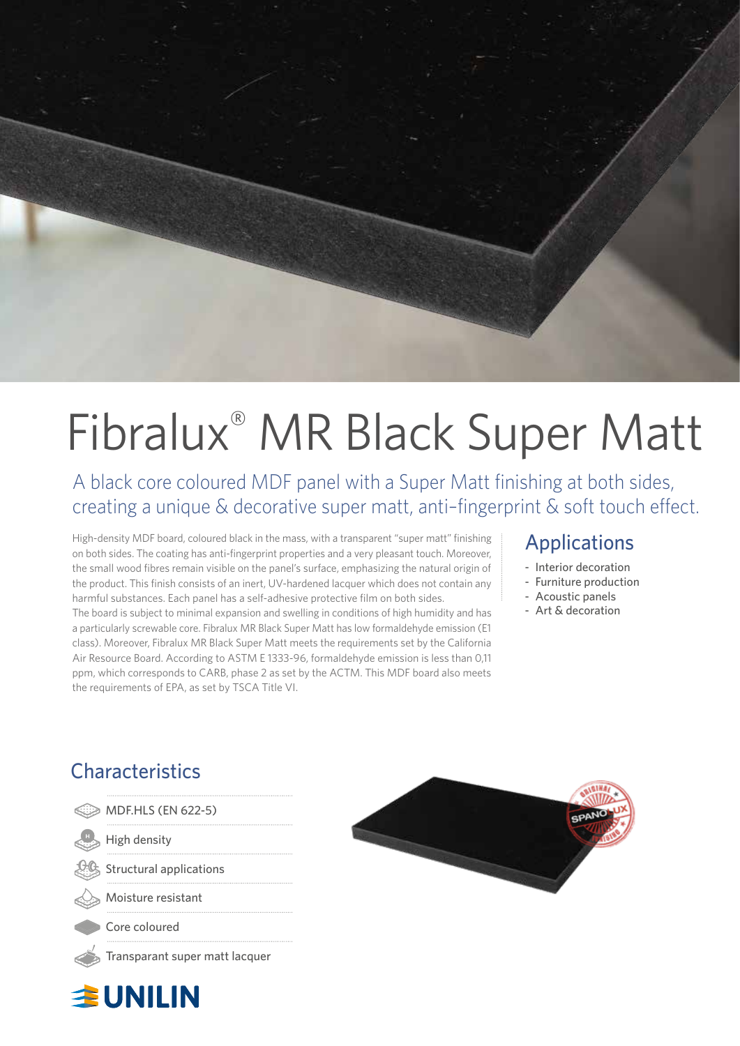# Fibralux® MR Black Super Matt

## A black core coloured MDF panel with a Super Matt finishing at both sides, creating a unique & decorative super matt, anti-fingerprint & soft touch effect.

High-density MDF board, coloured black in the mass, with a transparent "super matt" finishing on both sides. The coating has anti-fingerprint properties and a very pleasant touch. Moreover, the small wood fibres remain visible on the panel's surface, emphasizing the natural origin of the product. This finish consists of an inert, UV-hardened lacquer which does not contain any harmful substances. Each panel has a self-adhesive protective film on both sides.
The board is subject to minimal expansion and swelling in conditions of high humidity and has a particularly screwable core. Fibralux MR Black Super Matt has low formaldehyde emission (E1 class). Moreover, Fibralux MR Black Super Matt meets the requirements set by the California Air Resource Board. According to ASTM E 1333-96, formaldehyde emission is less than 0,11 ppm, which corresponds to CARB, phase 2 as set by the ACTM. This MDF board also meets the requirements of EPA, as set by TSCA Title VI.

## Applications

- Interior decoration
- Furniture production
- Acoustic panels
- Art & decoration

## Characteristics

- MDF.HLS (EN 622-5)
- High density
- Structural applications
- Moisture resistant
- Core coloured
- Transparant super matt lacquer

UNILIN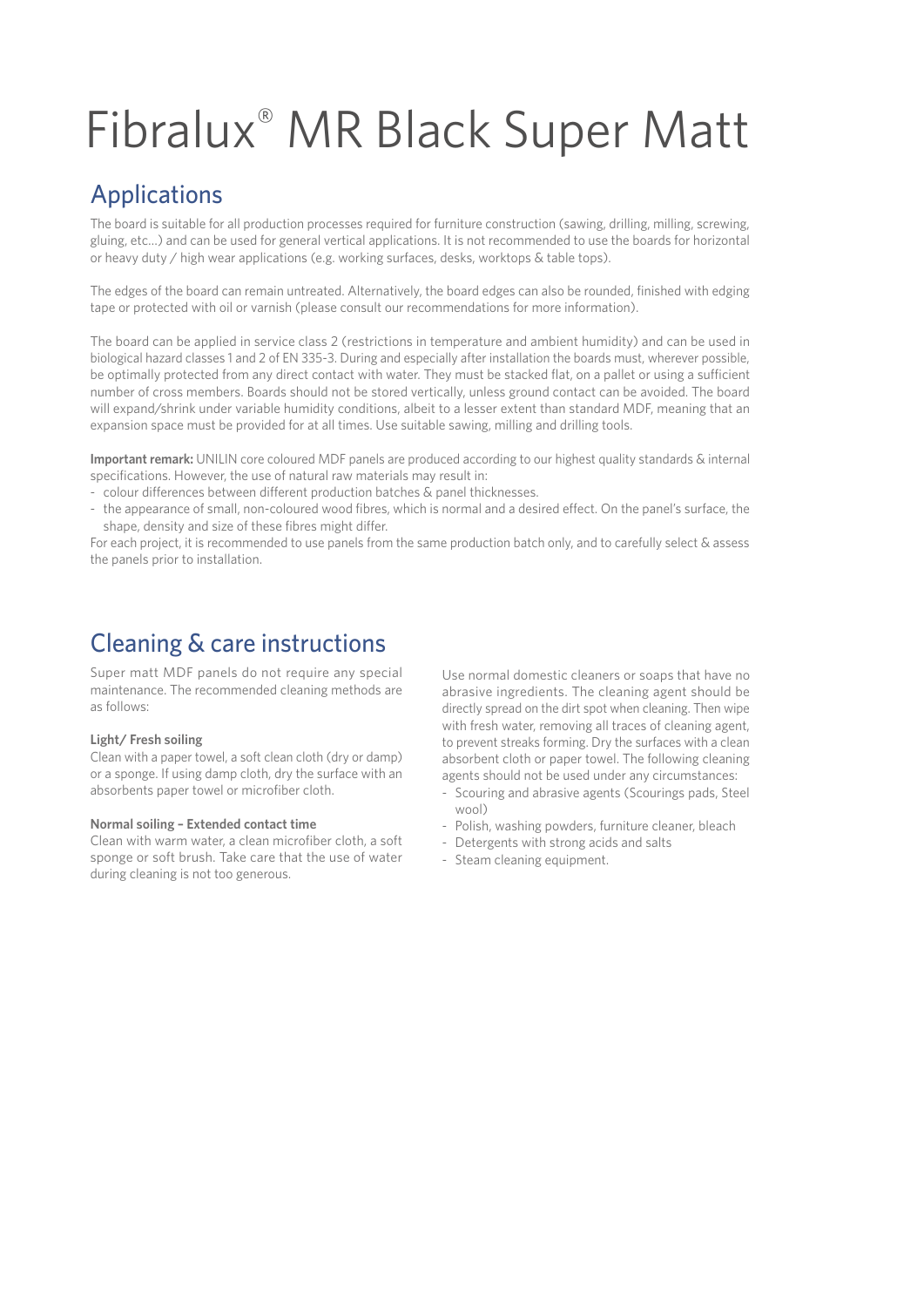# Fibralux® MR Black Super Matt

## Applications

The board is suitable for all production processes required for furniture construction (sawing, drilling, milling, screwing, gluing, etc...) and can be used for general vertical applications. It is not recommended to use the boards for horizontal or heavy duty / high wear applications (e.g. working surfaces, desks, worktops & table tops).

The edges of the board can remain untreated. Alternatively, the board edges can also be rounded, finished with edging tape or protected with oil or varnish (please consult our recommendations for more information).

The board can be applied in service class 2 (restrictions in temperature and ambient humidity) and can be used in biological hazard classes 1 and 2 of EN 335-3. During and especially after installation the boards must, wherever possible, be optimally protected from any direct contact with water. They must be stacked flat, on a pallet or using a sufficient number of cross members. Boards should not be stored vertically, unless ground contact can be avoided. The board will expand/shrink under variable humidity conditions, albeit to a lesser extent than standard MDF, meaning that an expansion space must be provided for at all times. Use suitable sawing, milling and drilling tools.

**Important remark:** UNILIN core coloured MDF panels are produced according to our highest quality standards & internal specifications. However, the use of natural raw materials may result in:

- colour differences between different production batches & panel thicknesses.
- the appearance of small, non-coloured wood fibres, which is normal and a desired effect. On the panel's surface, the shape, density and size of these fibres might differ.

For each project, it is recommended to use panels from the same production batch only, and to carefully select & assess the panels prior to installation.

## Cleaning & care instructions

Super matt MDF panels do not require any special maintenance. The recommended cleaning methods are as follows:

**Light/ Fresh soiling**

Clean with a paper towel, a soft clean cloth (dry or damp) or a sponge. If using damp cloth, dry the surface with an absorbents paper towel or microfiber cloth.

**Normal soiling – Extended contact time**

Clean with warm water, a clean microfiber cloth, a soft sponge or soft brush. Take care that the use of water during cleaning is not too generous.

Use normal domestic cleaners or soaps that have no abrasive ingredients. The cleaning agent should be directly spread on the dirt spot when cleaning. Then wipe with fresh water, removing all traces of cleaning agent, to prevent streaks forming. Dry the surfaces with a clean absorbent cloth or paper towel. The following cleaning agents should not be used under any circumstances:

- Scouring and abrasive agents (Scourings pads, Steel wool)
- Polish, washing powders, furniture cleaner, bleach
- Detergents with strong acids and salts
- Steam cleaning equipment.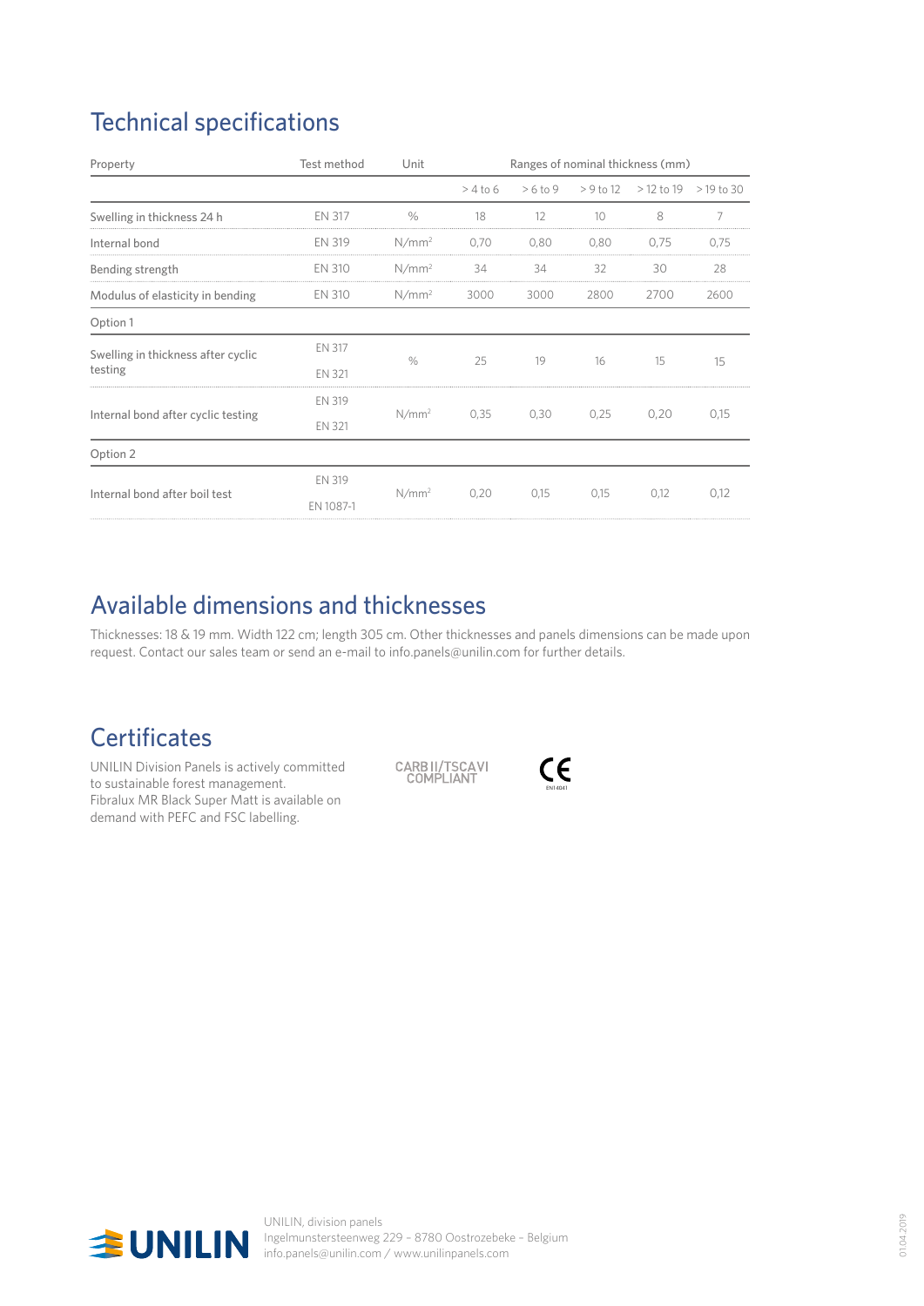## Technical specifications

| Property | Test method | Unit | Ranges of nominal thickness (mm) | | | | |
|---|---|---|---|---|---|---|---|
| | | | > 4 to 6 | > 6 to 9 | > 9 to 12 | > 12 to 19 | > 19 to 30 |
| Swelling in thickness 24 h | EN 317 | % | 18 | 12 | 10 | 8 | 7 |
| Internal bond | EN 319 | N/mm² | 0,70 | 0,80 | 0,80 | 0,75 | 0,75 |
| Bending strength | EN 310 | N/mm² | 34 | 34 | 32 | 30 | 28 |
| Modulus of elasticity in bending | EN 310 | N/mm² | 3000 | 3000 | 2800 | 2700 | 2600 |
| **Option 1** | | | | | | | |
| Swelling in thickness after cyclic testing | EN 317<br>EN 321 | % | 25 | 19 | 16 | 15 | 15 |
| Internal bond after cyclic testing | EN 319<br>EN 321 | N/mm² | 0,35 | 0,30 | 0,25 | 0,20 | 0,15 |
| **Option 2** | | | | | | | |
| Internal bond after boil test | EN 319<br>EN 1087-1 | N/mm² | 0,20 | 0,15 | 0,15 | 0,12 | 0,12 |

## Available dimensions and thicknesses

Thicknesses: 18 & 19 mm. Width 122 cm; length 305 cm. Other thicknesses and panels dimensions can be made upon request. Contact our sales team or send an e-mail to info.panels@unilin.com for further details.

## Certificates

UNILIN Division Panels is actively committed to sustainable forest management.
Fibralux MR Black Super Matt is available on demand with PEFC and FSC labelling.

CARB II/TSCA VI COMPLIANT

CE EN 14041

UNILIN, division panels
Ingelmunstersteenweg 229 – 8780 Oostrozebeke – Belgium
info.panels@unilin.com / www.unilinpanels.com

01.04.2019